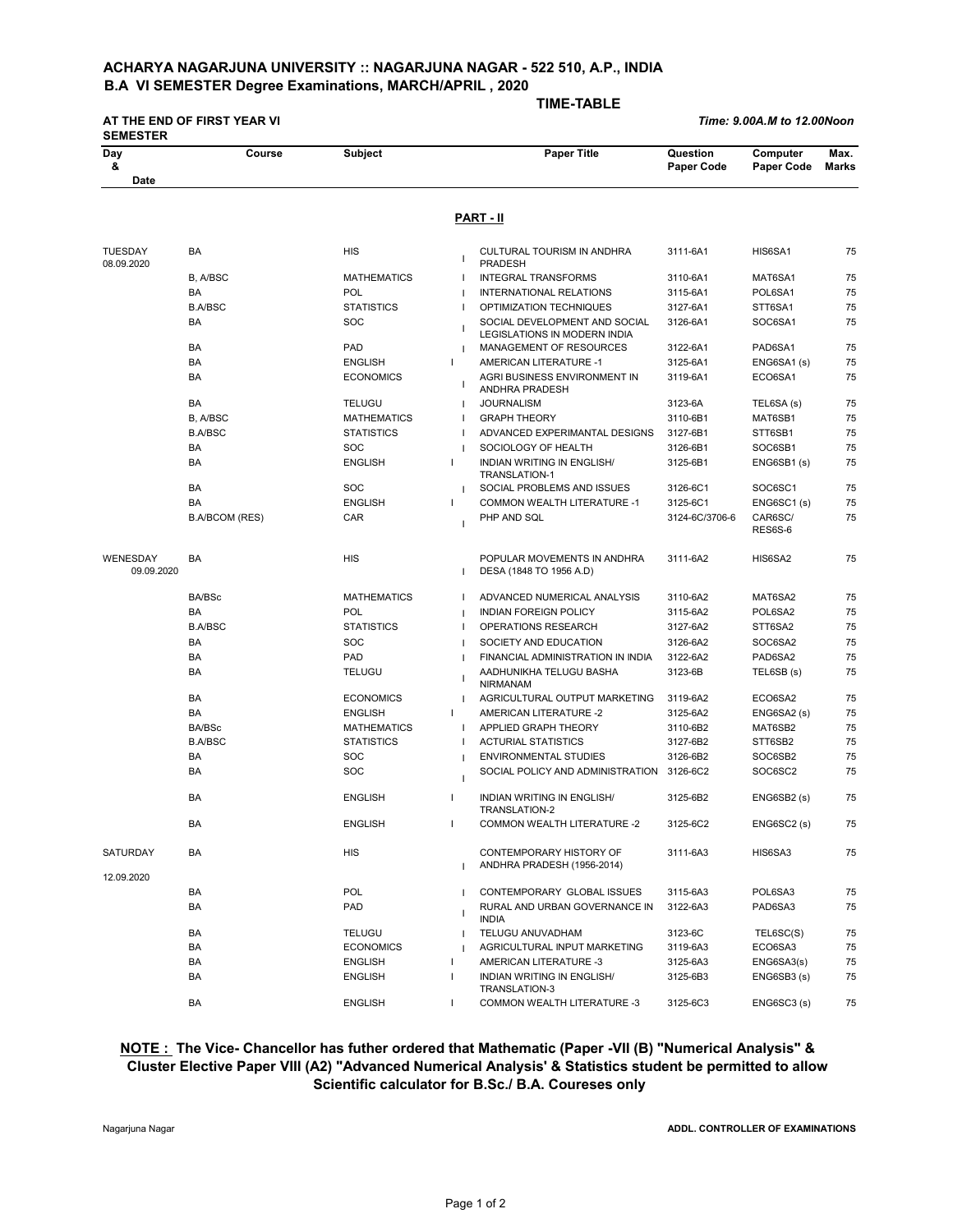# ACHARYA NAGARJUNA UNIVERSITY :: NAGARJUNA NAGAR - 522 510, A.P., INDIA

## B.A VI SEMESTER Degree Examinations, MARCH/APRIL , 2020

**TIME-TABLE**

**AT THE END OF FIRST YEAR VI SEMESTER** *Time: 9.00A.M to 12.00Noon*

| Day & Date | Course | Subject | | Paper Title | Question Paper Code | Computer Paper Code | Max. Marks |
|---|---|---|---|---|---|---|---|
| | | | | **PART - II** | | | |
| TUESDAY 08.09.2020 | BA | HIS | I | CULTURAL TOURISM IN ANDHRA PRADESH | 3111-6A1 | HIS6SA1 | 75 |
| | B, A/BSC | MATHEMATICS | I | INTEGRAL TRANSFORMS | 3110-6A1 | MAT6SA1 | 75 |
| | BA | POL | I | INTERNATIONAL RELATIONS | 3115-6A1 | POL6SA1 | 75 |
| | B.A/BSC | STATISTICS | I | OPTIMIZATION TECHNIQUES | 3127-6A1 | STT6SA1 | 75 |
| | BA | SOC | I | SOCIAL DEVELOPMENT AND SOCIAL LEGISLATIONS IN MODERN INDIA | 3126-6A1 | SOC6SA1 | 75 |
| | BA | PAD | I | MANAGEMENT OF RESOURCES | 3122-6A1 | PAD6SA1 | 75 |
| | BA | ENGLISH | I | AMERICAN LITERATURE -1 | 3125-6A1 | ENG6SA1 (s) | 75 |
| | BA | ECONOMICS | I | AGRI BUSINESS ENVIRONMENT IN ANDHRA PRADESH | 3119-6A1 | ECO6SA1 | 75 |
| | BA | TELUGU | I | JOURNALISM | 3123-6A | TEL6SA (s) | 75 |
| | B, A/BSC | MATHEMATICS | I | GRAPH THEORY | 3110-6B1 | MAT6SB1 | 75 |
| | B.A/BSC | STATISTICS | I | ADVANCED EXPERIMANTAL DESIGNS | 3127-6B1 | STT6SB1 | 75 |
| | BA | SOC | I | SOCIOLOGY OF HEALTH | 3126-6B1 | SOC6SB1 | 75 |
| | BA | ENGLISH | I | INDIAN WRITING IN ENGLISH/ TRANSLATION-1 | 3125-6B1 | ENG6SB1 (s) | 75 |
| | BA | SOC | I | SOCIAL PROBLEMS AND ISSUES | 3126-6C1 | SOC6SC1 | 75 |
| | BA | ENGLISH | I | COMMON WEALTH LITERATURE -1 | 3125-6C1 | ENG6SC1 (s) | 75 |
| | B.A/BCOM (RES) | CAR | I | PHP AND SQL | 3124-6C/3706-6 | CAR6SC/ RES6S-6 | 75 |
| WENESDAY 09.09.2020 | BA | HIS | I | POPULAR MOVEMENTS IN ANDHRA DESA (1848 TO 1956 A.D) | 3111-6A2 | HIS6SA2 | 75 |
| | BA/BSc | MATHEMATICS | I | ADVANCED NUMERICAL ANALYSIS | 3110-6A2 | MAT6SA2 | 75 |
| | BA | POL | I | INDIAN FOREIGN POLICY | 3115-6A2 | POL6SA2 | 75 |
| | B.A/BSC | STATISTICS | I | OPERATIONS RESEARCH | 3127-6A2 | STT6SA2 | 75 |
| | BA | SOC | I | SOCIETY AND EDUCATION | 3126-6A2 | SOC6SA2 | 75 |
| | BA | PAD | I | FINANCIAL ADMINISTRATION IN INDIA | 3122-6A2 | PAD6SA2 | 75 |
| | BA | TELUGU | I | AADHUNIKHA TELUGU BASHA NIRMANAM | 3123-6B | TEL6SB (s) | 75 |
| | BA | ECONOMICS | I | AGRICULTURAL OUTPUT MARKETING | 3119-6A2 | ECO6SA2 | 75 |
| | BA | ENGLISH | I | AMERICAN LITERATURE -2 | 3125-6A2 | ENG6SA2 (s) | 75 |
| | BA/BSc | MATHEMATICS | I | APPLIED GRAPH THEORY | 3110-6B2 | MAT6SB2 | 75 |
| | B.A/BSC | STATISTICS | I | ACTURIAL STATISTICS | 3127-6B2 | STT6SB2 | 75 |
| | BA | SOC | I | ENVIRONMENTAL STUDIES | 3126-6B2 | SOC6SB2 | 75 |
| | BA | SOC | I | SOCIAL POLICY AND ADMINISTRATION | 3126-6C2 | SOC6SC2 | 75 |
| | BA | ENGLISH | I | INDIAN WRITING IN ENGLISH/ TRANSLATION-2 | 3125-6B2 | ENG6SB2 (s) | 75 |
| | BA | ENGLISH | I | COMMON WEALTH LITERATURE -2 | 3125-6C2 | ENG6SC2 (s) | 75 |
| SATURDAY 12.09.2020 | BA | HIS | I | CONTEMPORARY HISTORY OF ANDHRA PRADESH (1956-2014) | 3111-6A3 | HIS6SA3 | 75 |
| | BA | POL | I | CONTEMPORARY GLOBAL ISSUES | 3115-6A3 | POL6SA3 | 75 |
| | BA | PAD | I | RURAL AND URBAN GOVERNANCE IN INDIA | 3122-6A3 | PAD6SA3 | 75 |
| | BA | TELUGU | I | TELUGU ANUVADHAM | 3123-6C | TEL6SC(S) | 75 |
| | BA | ECONOMICS | I | AGRICULTURAL INPUT MARKETING | 3119-6A3 | ECO6SA3 | 75 |
| | BA | ENGLISH | I | AMERICAN LITERATURE -3 | 3125-6A3 | ENG6SA3(s) | 75 |
| | BA | ENGLISH | I | INDIAN WRITING IN ENGLISH/ TRANSLATION-3 | 3125-6B3 | ENG6SB3 (s) | 75 |
| | BA | ENGLISH | I | COMMON WEALTH LITERATURE -3 | 3125-6C3 | ENG6SC3 (s) | 75 |

**NOTE : The Vice- Chancellor has futher ordered that Mathematic (Paper -VII (B) "Numerical Analysis" & Cluster Elective Paper VIII (A2) "Advanced Numerical Analysis' & Statistics student be permitted to allow Scientific calculator for B.Sc./ B.A. Coureses only**

Nagarjuna Nagar **ADDL. CONTROLLER OF EXAMINATIONS**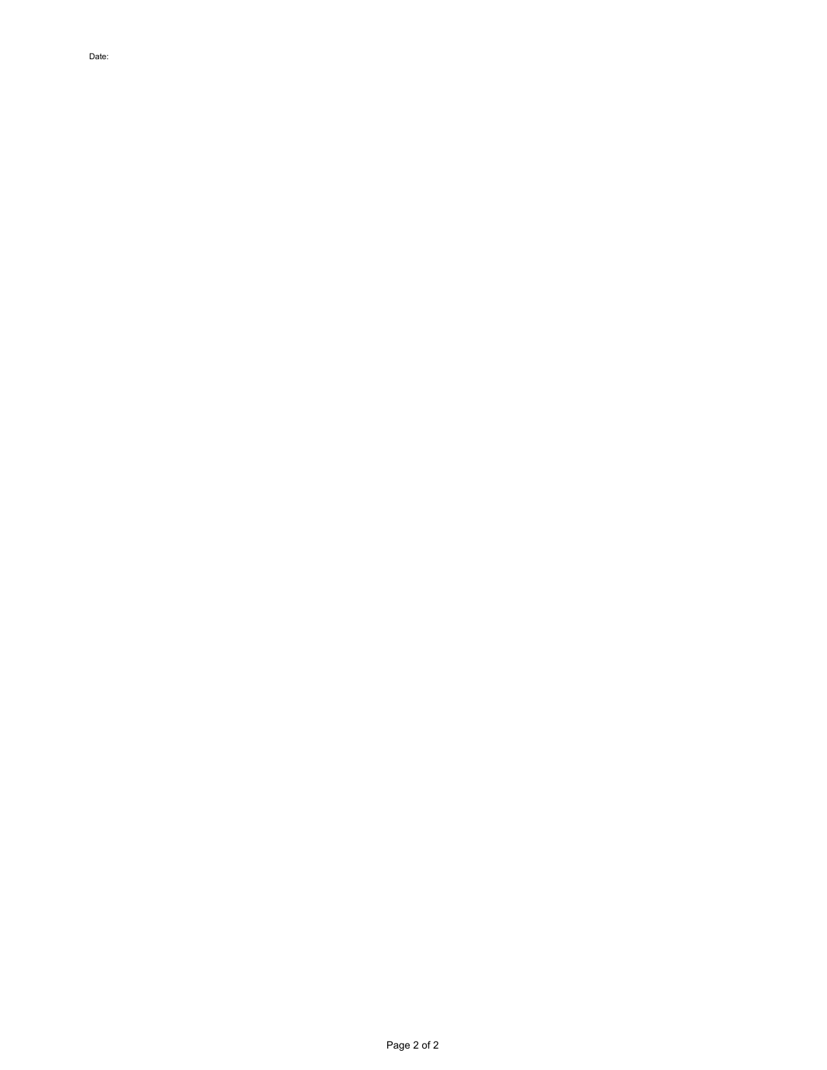Date: